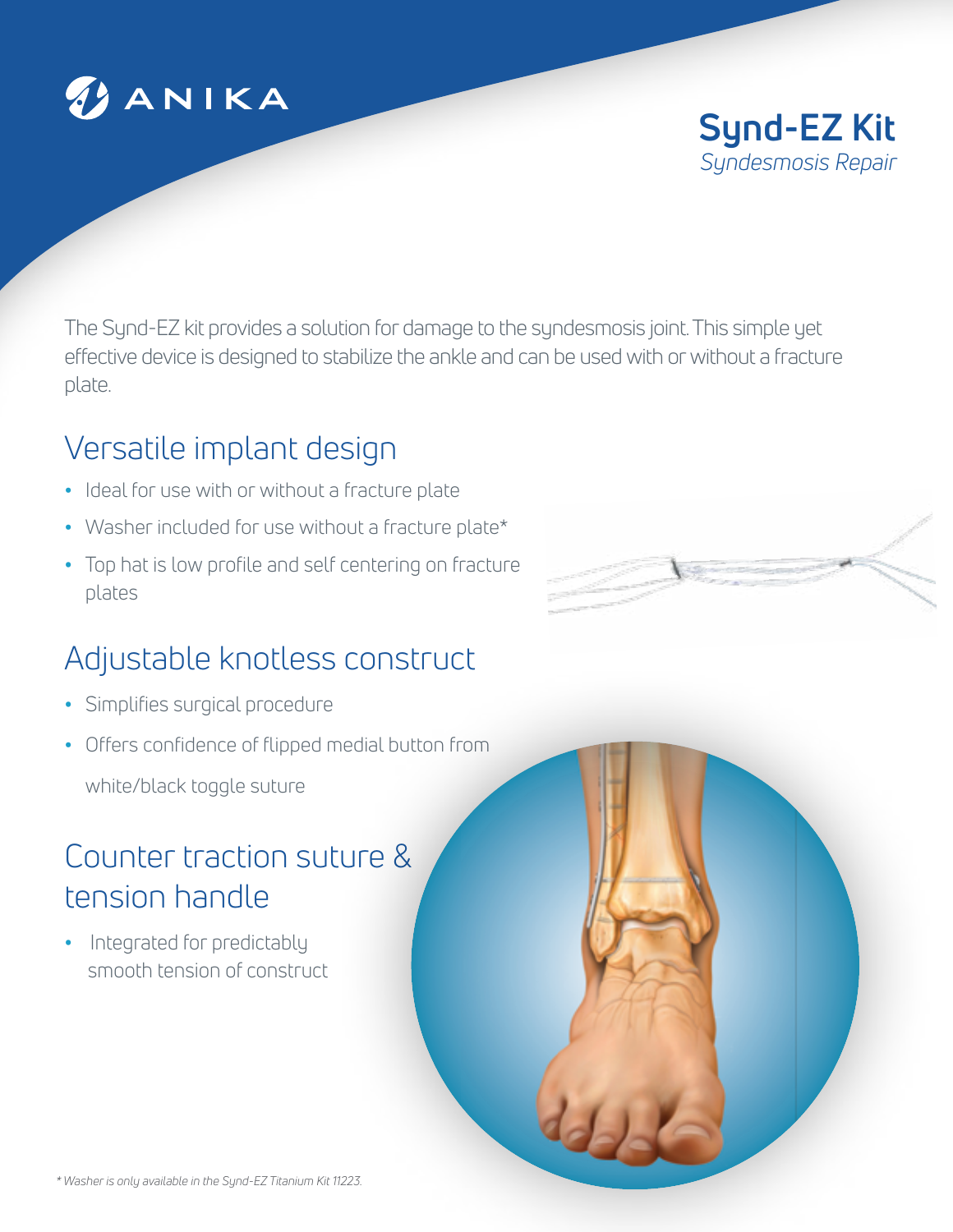ANIKA

# Synd-EZ Kit

*Syndesmosis Repair*

The Synd-EZ kit provides a solution for damage to the syndesmosis joint. This simple yet effective device is designed to stabilize the ankle and can be used with or without a fracture plate.

## Versatile implant design

- Ideal for use with or without a fracture plate
- Washer included for use without a fracture plate*
- Top hat is low profile and self centering on fracture plates

## Adjustable knotless construct

- Simplifies surgical procedure
- Offers confidence of flipped medial button from white/black toggle suture

## Counter traction suture & tension handle

- Integrated for predictably smooth tension of construct

*\* Washer is only available in the Synd-EZ Titanium Kit 11223.*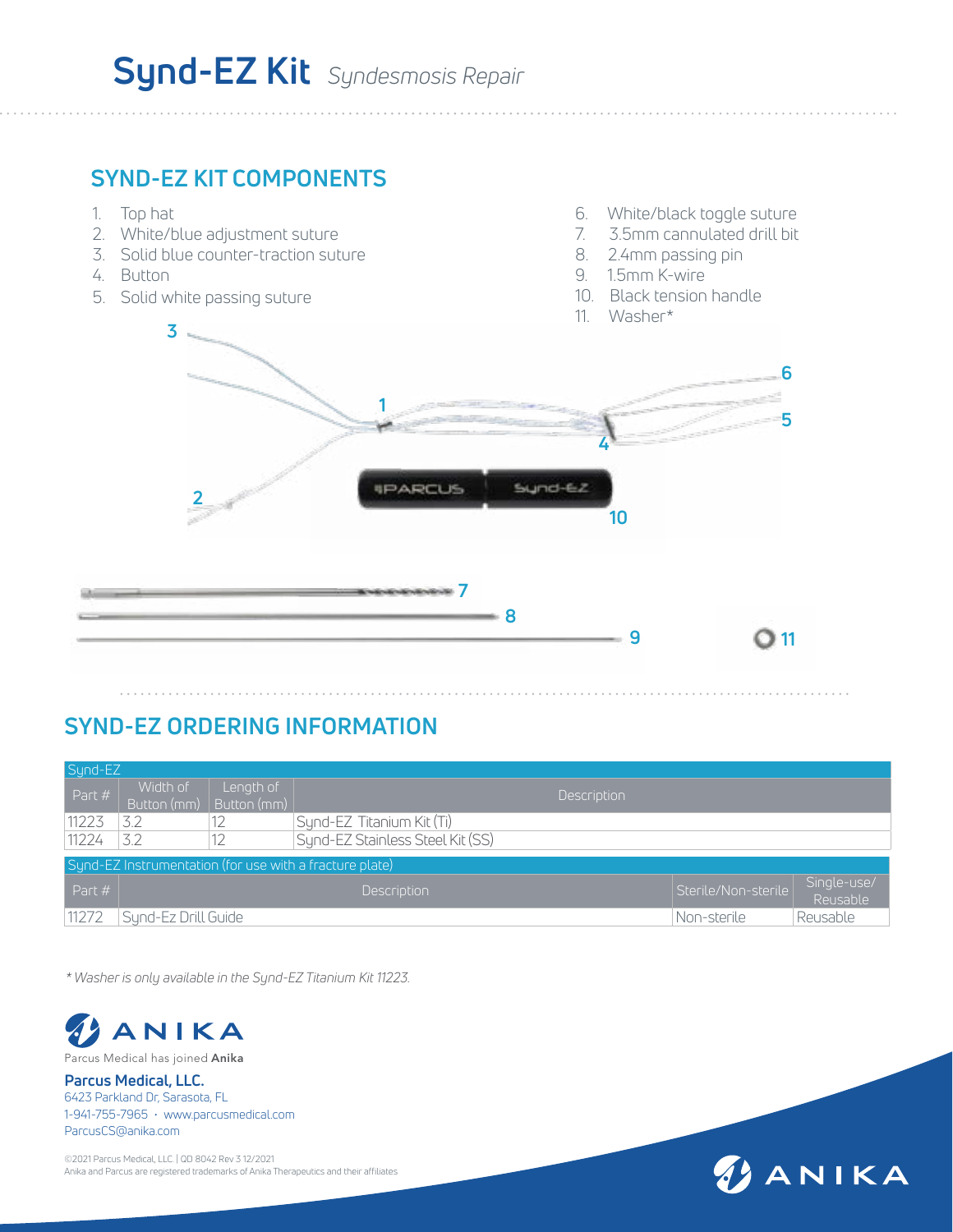# Synd-EZ Kit *Syndesmosis Repair*

## SYND-EZ KIT COMPONENTS

1. Top hat
2. White/blue adjustment suture
3. Solid blue counter-traction suture
4. Button
5. Solid white passing suture
6. White/black toggle suture
7. 3.5mm cannulated drill bit
8. 2.4mm passing pin
9. 1.5mm K-wire
10. Black tension handle
11. Washer*

3

1

6

5

4

2

10

7

8

9

11

## SYND-EZ ORDERING INFORMATION

| Synd-EZ | | | |
|---|---|---|---|
| Part # | Width of Button (mm) | Length of Button (mm) | Description |
| 11223 | 3.2 | 12 | Synd-EZ Titanium Kit (Ti) |
| 11224 | 3.2 | 12 | Synd-EZ Stainless Steel Kit (SS) |

| Synd-EZ Instrumentation (for use with a fracture plate) | | | |
|---|---|---|---|
| Part # | Description | Sterile/Non-sterile | Single-use/ Reusable |
| 11272 | Synd-Ez Drill Guide | Non-sterile | Reusable |

*\* Washer is only available in the Synd-EZ Titanium Kit 11223.*

ANIKA

Parcus Medical has joined **Anika**

**Parcus Medical, LLC.**
6423 Parkland Dr, Sarasota, FL
1-941-755-7965 · www.parcusmedical.com
ParcusCS@anika.com

©2021 Parcus Medical, LLC. | QD 8042 Rev 3 12/2021
Anika and Parcus are registered trademarks of Anika Therapeutics and their affiliates

ANIKA